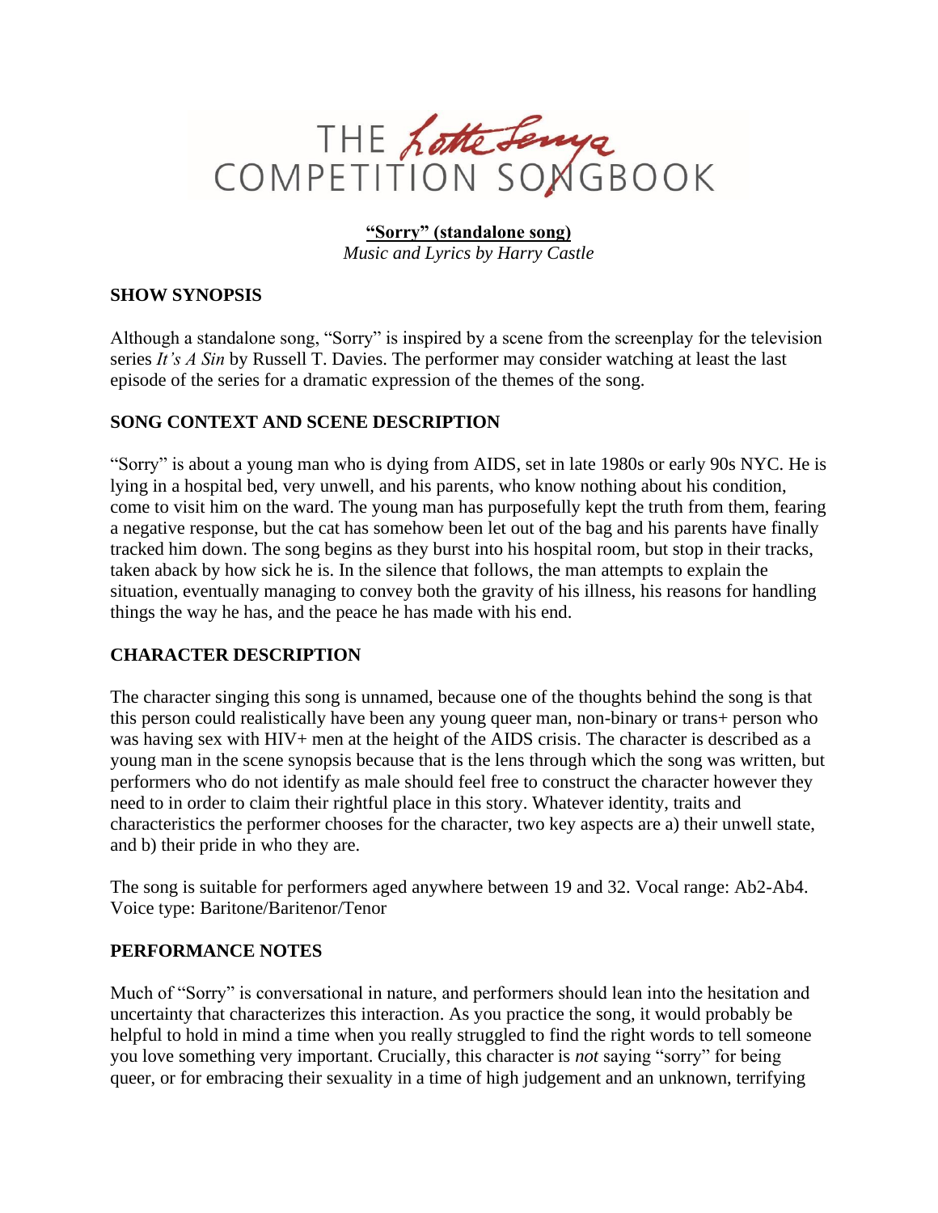# THE Lotte Lenya COMPETITION SONGBOOK

**"Sorry" (standalone song)**

*Music and Lyrics by Harry Castle*

## SHOW SYNOPSIS

Although a standalone song, "Sorry" is inspired by a scene from the screenplay for the television series *It's A Sin* by Russell T. Davies. The performer may consider watching at least the last episode of the series for a dramatic expression of the themes of the song.

## SONG CONTEXT AND SCENE DESCRIPTION

"Sorry" is about a young man who is dying from AIDS, set in late 1980s or early 90s NYC. He is lying in a hospital bed, very unwell, and his parents, who know nothing about his condition, come to visit him on the ward. The young man has purposefully kept the truth from them, fearing a negative response, but the cat has somehow been let out of the bag and his parents have finally tracked him down. The song begins as they burst into his hospital room, but stop in their tracks, taken aback by how sick he is. In the silence that follows, the man attempts to explain the situation, eventually managing to convey both the gravity of his illness, his reasons for handling things the way he has, and the peace he has made with his end.

## CHARACTER DESCRIPTION

The character singing this song is unnamed, because one of the thoughts behind the song is that this person could realistically have been any young queer man, non-binary or trans+ person who was having sex with HIV+ men at the height of the AIDS crisis. The character is described as a young man in the scene synopsis because that is the lens through which the song was written, but performers who do not identify as male should feel free to construct the character however they need to in order to claim their rightful place in this story. Whatever identity, traits and characteristics the performer chooses for the character, two key aspects are a) their unwell state, and b) their pride in who they are.

The song is suitable for performers aged anywhere between 19 and 32. Vocal range: Ab2-Ab4. Voice type: Baritone/Baritenor/Tenor

## PERFORMANCE NOTES

Much of "Sorry" is conversational in nature, and performers should lean into the hesitation and uncertainty that characterizes this interaction. As you practice the song, it would probably be helpful to hold in mind a time when you really struggled to find the right words to tell someone you love something very important. Crucially, this character is *not* saying "sorry" for being queer, or for embracing their sexuality in a time of high judgement and an unknown, terrifying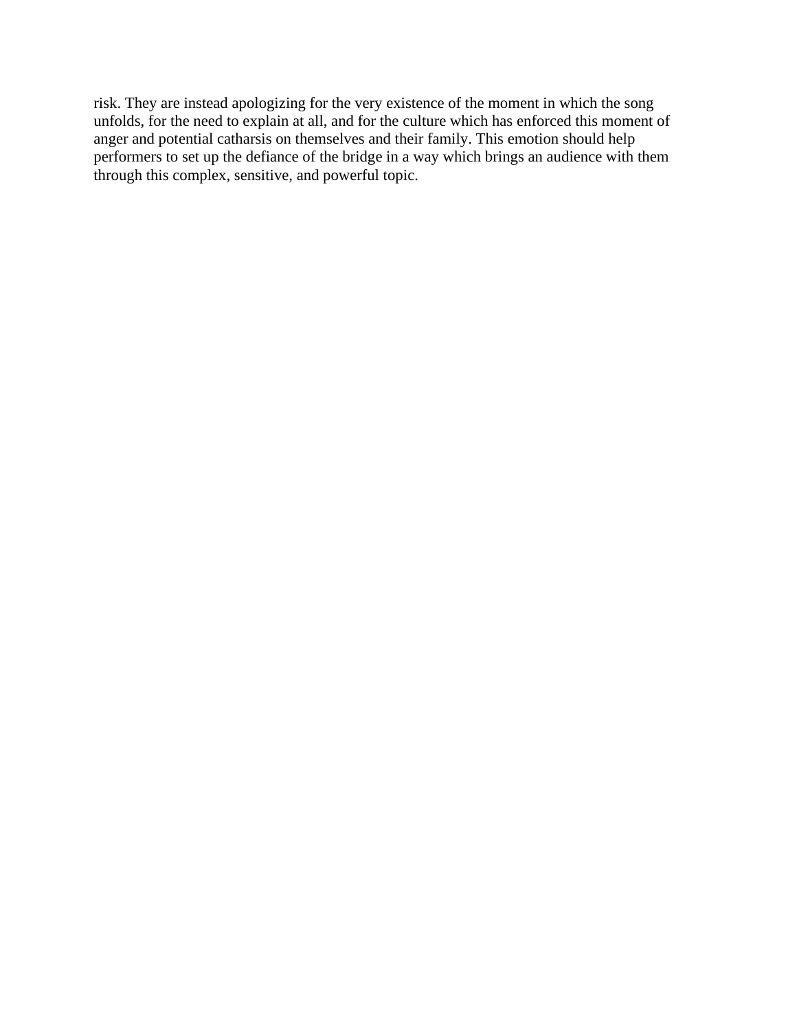risk. They are instead apologizing for the very existence of the moment in which the song unfolds, for the need to explain at all, and for the culture which has enforced this moment of anger and potential catharsis on themselves and their family. This emotion should help performers to set up the defiance of the bridge in a way which brings an audience with them through this complex, sensitive, and powerful topic.